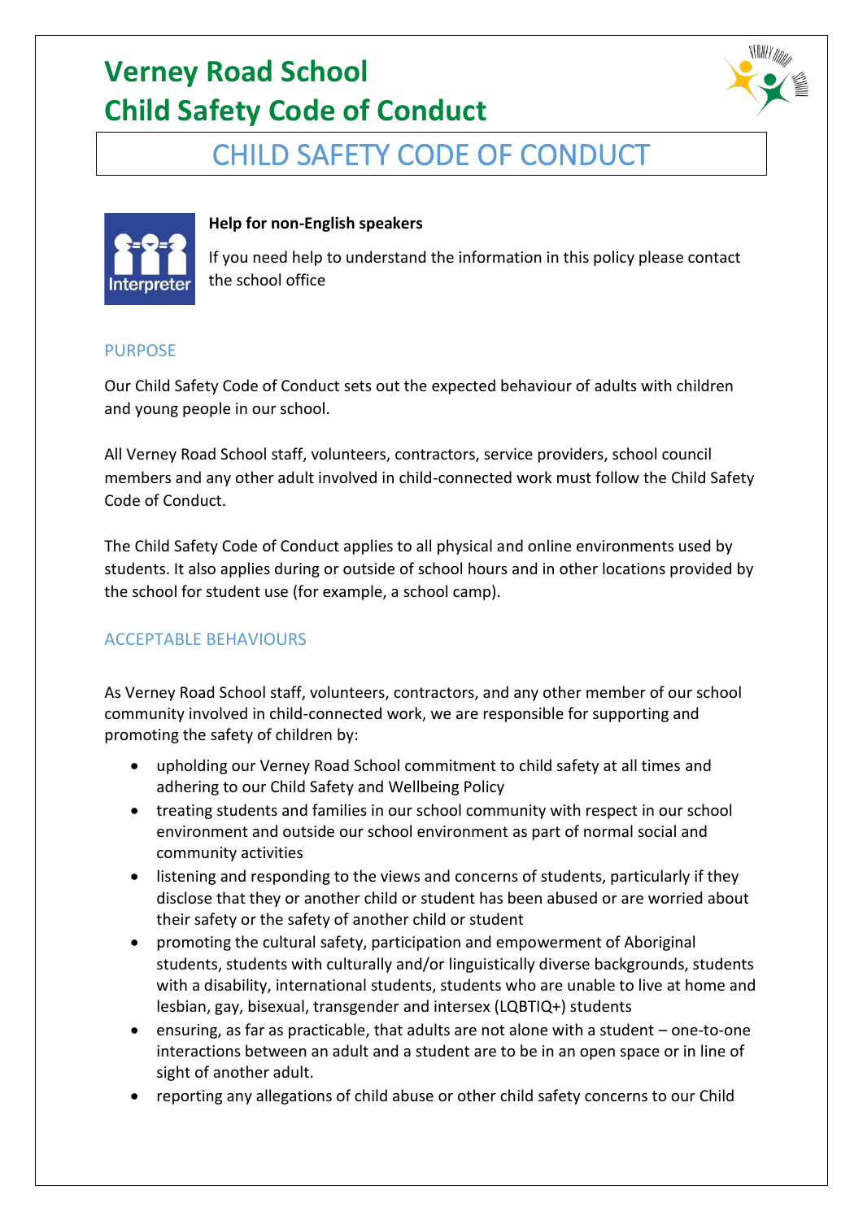# Verney Road School
# Child Safety Code of Conduct

## CHILD SAFETY CODE OF CONDUCT

**Help for non-English speakers**

If you need help to understand the information in this policy please contact the school office

### PURPOSE

Our Child Safety Code of Conduct sets out the expected behaviour of adults with children and young people in our school.

All Verney Road School staff, volunteers, contractors, service providers, school council members and any other adult involved in child-connected work must follow the Child Safety Code of Conduct.

The Child Safety Code of Conduct applies to all physical and online environments used by students. It also applies during or outside of school hours and in other locations provided by the school for student use (for example, a school camp).

### ACCEPTABLE BEHAVIOURS

As Verney Road School staff, volunteers, contractors, and any other member of our school community involved in child-connected work, we are responsible for supporting and promoting the safety of children by:

- upholding our Verney Road School commitment to child safety at all times and adhering to our Child Safety and Wellbeing Policy
- treating students and families in our school community with respect in our school environment and outside our school environment as part of normal social and community activities
- listening and responding to the views and concerns of students, particularly if they disclose that they or another child or student has been abused or are worried about their safety or the safety of another child or student
- promoting the cultural safety, participation and empowerment of Aboriginal students, students with culturally and/or linguistically diverse backgrounds, students with a disability, international students, students who are unable to live at home and lesbian, gay, bisexual, transgender and intersex (LQBTIQ+) students
- ensuring, as far as practicable, that adults are not alone with a student – one-to-one interactions between an adult and a student are to be in an open space or in line of sight of another adult.
- reporting any allegations of child abuse or other child safety concerns to our Child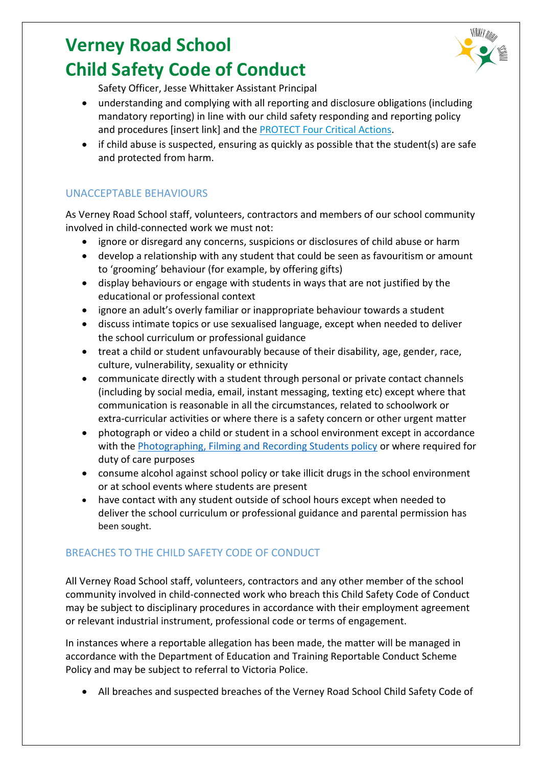Safety Officer, Jesse Whittaker Assistant Principal

- understanding and complying with all reporting and disclosure obligations (including mandatory reporting) in line with our child safety responding and reporting policy and procedures [insert link] and the PROTECT Four Critical Actions.
- if child abuse is suspected, ensuring as quickly as possible that the student(s) are safe and protected from harm.

## UNACCEPTABLE BEHAVIOURS

As Verney Road School staff, volunteers, contractors and members of our school community involved in child-connected work we must not:

- ignore or disregard any concerns, suspicions or disclosures of child abuse or harm
- develop a relationship with any student that could be seen as favouritism or amount to 'grooming' behaviour (for example, by offering gifts)
- display behaviours or engage with students in ways that are not justified by the educational or professional context
- ignore an adult's overly familiar or inappropriate behaviour towards a student
- discuss intimate topics or use sexualised language, except when needed to deliver the school curriculum or professional guidance
- treat a child or student unfavourably because of their disability, age, gender, race, culture, vulnerability, sexuality or ethnicity
- communicate directly with a student through personal or private contact channels (including by social media, email, instant messaging, texting etc) except where that communication is reasonable in all the circumstances, related to schoolwork or extra-curricular activities or where there is a safety concern or other urgent matter
- photograph or video a child or student in a school environment except in accordance with the Photographing, Filming and Recording Students policy or where required for duty of care purposes
- consume alcohol against school policy or take illicit drugs in the school environment or at school events where students are present
- have contact with any student outside of school hours except when needed to deliver the school curriculum or professional guidance and parental permission has been sought.

## BREACHES TO THE CHILD SAFETY CODE OF CONDUCT

All Verney Road School staff, volunteers, contractors and any other member of the school community involved in child-connected work who breach this Child Safety Code of Conduct may be subject to disciplinary procedures in accordance with their employment agreement or relevant industrial instrument, professional code or terms of engagement.

In instances where a reportable allegation has been made, the matter will be managed in accordance with the Department of Education and Training Reportable Conduct Scheme Policy and may be subject to referral to Victoria Police.

- All breaches and suspected breaches of the Verney Road School Child Safety Code of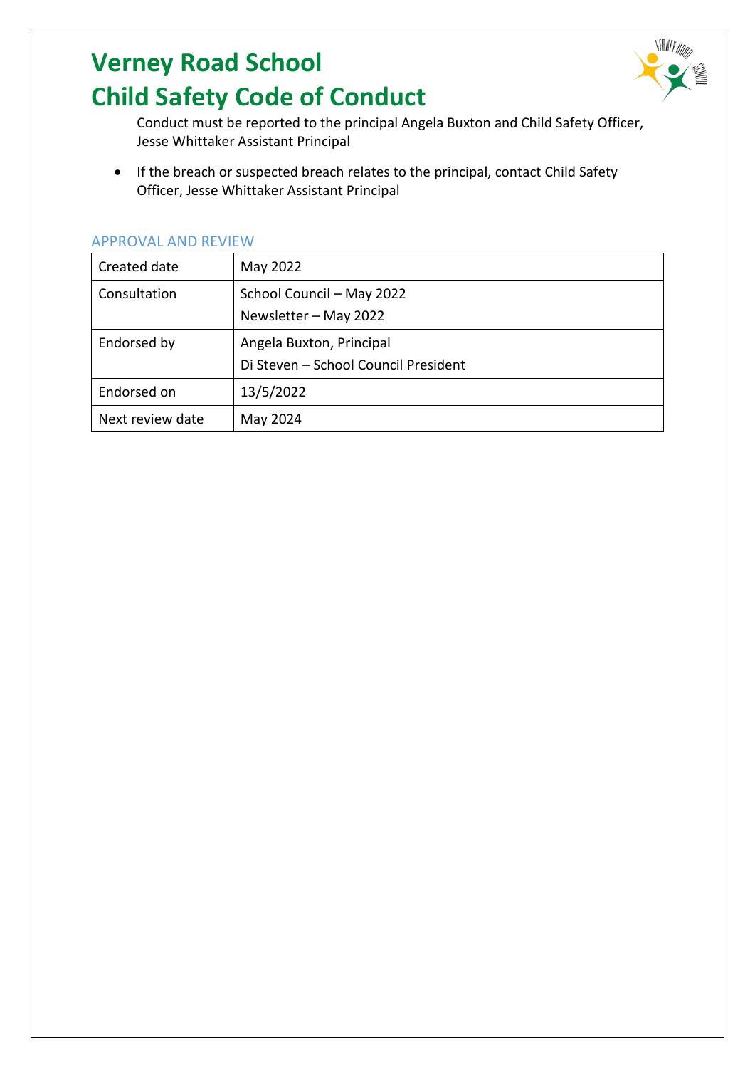Conduct must be reported to the principal Angela Buxton and Child Safety Officer, Jesse Whittaker Assistant Principal

- If the breach or suspected breach relates to the principal, contact Child Safety Officer, Jesse Whittaker Assistant Principal

## APPROVAL AND REVIEW

| | |
|---|---|
| Created date | May 2022 |
| Consultation | School Council – May 2022<br>Newsletter – May 2022 |
| Endorsed by | Angela Buxton, Principal<br>Di Steven – School Council President |
| Endorsed on | 13/5/2022 |
| Next review date | May 2024 |